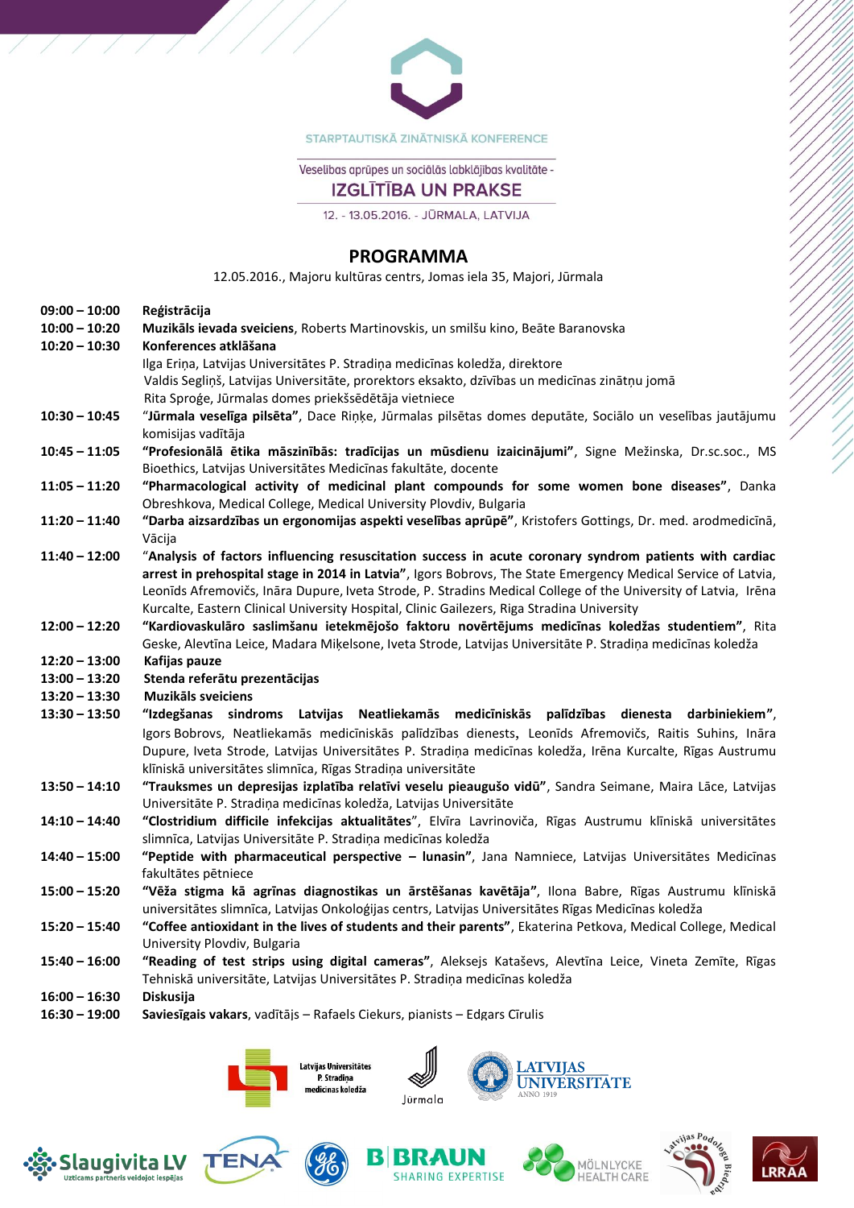STARPTAUTISKĀ ZINĀTNISKĀ KONFERENCE

Veselības aprūpes un sociālās labklājības kvalitāte -

**IZGLĪTĪBA UN PRAKSE**

12. - 13.05.2016. - JŪRMALA, LATVIJA

# PROGRAMMA

12.05.2016., Majoru kultūras centrs, Jomas iela 35, Majori, Jūrmala

| Laiks | Programma |
|---|---|
| **09:00 – 10:00** | **Reģistrācija** |
| **10:00 – 10:20** | **Muzikāls ievada sveiciens**, Roberts Martinovskis, un smilšu kino, Beāte Baranovska |
| **10:20 – 10:30** | **Konferences atklāšana**<br>Ilga Eriņa, Latvijas Universitātes P. Stradiņa medicīnas koledža, direktore<br>Valdis Segliņš, Latvijas Universitāte, prorektors eksakto, dzīvības un medicīnas zinātņu jomā<br>Rita Sproģe, Jūrmalas domes priekšsēdētāja vietniece |
| **10:30 – 10:45** | "**Jūrmala veselīga pilsēta"**, Dace Riņķe, Jūrmalas pilsētas domes deputāte, Sociālo un veselības jautājumu komisijas vadītāja |
| **10:45 – 11:05** | **"Profesionālā ētika māszinībās: tradīcijas un mūsdienu izaicinājumi"**, Signe Mežinska, Dr.sc.soc., MS Bioethics, Latvijas Universitātes Medicīnas fakultāte, docente |
| **11:05 – 11:20** | **"Pharmacological activity of medicinal plant compounds for some women bone diseases"**, Danka Obreshkova, Medical College, Medical University Plovdiv, Bulgaria |
| **11:20 – 11:40** | **"Darba aizsardzības un ergonomijas aspekti veselības aprūpē"**, Kristofers Gottings, Dr. med. arodmedicīnā, Vācija |
| **11:40 – 12:00** | "**Analysis of factors influencing resuscitation success in acute coronary syndrom patients with cardiac arrest in prehospital stage in 2014 in Latvia"**, Igors Bobrovs, The State Emergency Medical Service of Latvia, Leonīds Afremovičs, Ināra Dupure, Iveta Strode, P. Stradins Medical College of the University of Latvia, Irēna Kurcalte, Eastern Clinical University Hospital, Clinic Gailezers, Riga Stradina University |
| **12:00 – 12:20** | **"Kardiovaskulāro saslimšanu ietekmējošo faktoru novērtējums medicīnas koledžas studentiem"**, Rita Geske, Alevtīna Leice, Madara Miķelsone, Iveta Strode, Latvijas Universitāte P. Stradiņa medicīnas koledža |
| **12:20 – 13:00** | **Kafijas pauze** |
| **13:00 – 13:20** | **Stenda referātu prezentācijas** |
| **13:20 – 13:30** | **Muzikāls sveiciens** |
| **13:30 – 13:50** | **"Izdegšanas sindroms Latvijas Neatliekamās medicīniskās palīdzības dienesta darbiniekiem"**, Igors Bobrovs, Neatliekamās medicīniskās palīdzības dienests, Leonīds Afremovičs, Raitis Suhins, Ināra Dupure, Iveta Strode, Latvijas Universitātes P. Stradiņa medicīnas koledža, Irēna Kurcalte, Rīgas Austrumu klīniskā universitātes slimnīca, Rīgas Stradiņa universitāte |
| **13:50 – 14:10** | **"Trauksmes un depresijas izplatība relatīvi veselu pieaugušo vidū"**, Sandra Seimane, Maira Lāce, Latvijas Universitāte P. Stradiņa medicīnas koledža, Latvijas Universitāte |
| **14:10 – 14:40** | **"Clostridium difficile infekcijas aktualitātes**", Elvīra Lavrinoviča, Rīgas Austrumu klīniskā universitātes slimnīca, Latvijas Universitāte P. Stradiņa medicīnas koledža |
| **14:40 – 15:00** | **"Peptide with pharmaceutical perspective – lunasin"**, Jana Namniece, Latvijas Universitātes Medicīnas fakultātes pētniece |
| **15:00 – 15:20** | **"Vēža stigma kā agrīnas diagnostikas un ārstēšanas kavētāja"**, Ilona Babre, Rīgas Austrumu klīniskā universitātes slimnīca, Latvijas Onkoloģijas centrs, Latvijas Universitātes Rīgas Medicīnas koledža |
| **15:20 – 15:40** | **"Coffee antioxidant in the lives of students and their parents"**, Ekaterina Petkova, Medical College, Medical University Plovdiv, Bulgaria |
| **15:40 – 16:00** | **"Reading of test strips using digital cameras"**, Aleksejs Kataševs, Alevtīna Leice, Vineta Zemīte, Rīgas Tehniskā universitāte, Latvijas Universitātes P. Stradiņa medicīnas koledža |
| **16:00 – 16:30** | **Diskusija** |
| **16:30 – 19:00** | **Saviesīgais vakars**, vadītājs – Rafaels Ciekurs, pianists – Edgars Cīrulis |

Latvijas Universitātes P. Stradiņa medicīnas koledža · Jūrmala · Latvijas Universitāte ANNO 1919

Slaugivita LV · TENA · GE · B|BRAUN SHARING EXPERTISE · MÖLNLYCKE HEALTH CARE · Latvijas Podologu Biedrība · LRRAA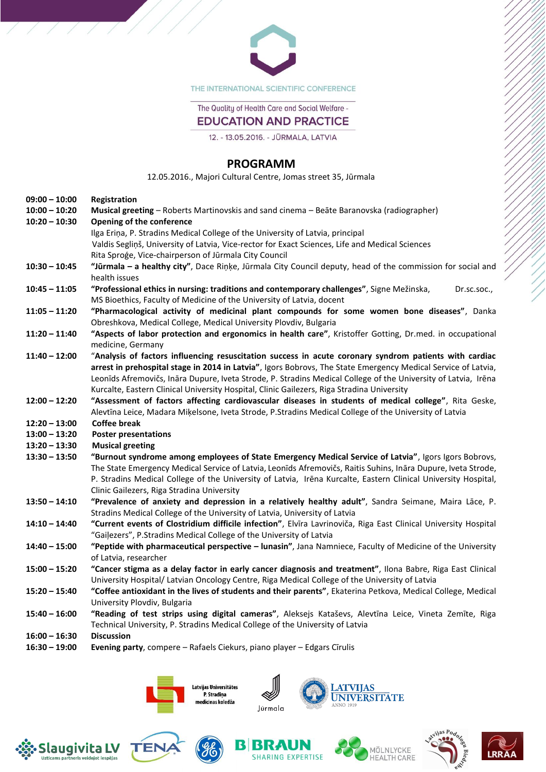THE INTERNATIONAL SCIENTIFIC CONFERENCE

The Quality of Health Care and Social Welfare -

**EDUCATION AND PRACTICE**

12. - 13.05.2016. - JŪRMALA, LATVIA

# PROGRAMM

12.05.2016., Majori Cultural Centre, Jomas street 35, Jūrmala

| | |
|---|---|
| **09:00 – 10:00** | **Registration** |
| **10:00 – 10:20** | **Musical greeting** – Roberts Martinovskis and sand cinema – Beāte Baranovska (radiographer) |
| **10:20 – 10:30** | **Opening of the conference**<br>Ilga Eriņa, P. Stradins Medical College of the University of Latvia, principal<br>Valdis Segliņš, University of Latvia, Vice-rector for Exact Sciences, Life and Medical Sciences<br>Rita Sproģe, Vice-chairperson of Jūrmala City Council |
| **10:30 – 10:45** | **"Jūrmala – a healthy city"**, Dace Riņķe, Jūrmala City Council deputy, head of the commission for social and health issues |
| **10:45 – 11:05** | **"Professional ethics in nursing: traditions and contemporary challenges"**, Signe Mežinska, Dr.sc.soc., MS Bioethics, Faculty of Medicine of the University of Latvia, docent |
| **11:05 – 11:20** | **"Pharmacological activity of medicinal plant compounds for some women bone diseases"**, Danka Obreshkova, Medical College, Medical University Plovdiv, Bulgaria |
| **11:20 – 11:40** | **"Aspects of labor protection and ergonomics in health care"**, Kristoffer Gotting, Dr.med. in occupational medicine, Germany |
| **11:40 – 12:00** | "**Analysis of factors influencing resuscitation success in acute coronary syndrom patients with cardiac arrest in prehospital stage in 2014 in Latvia"**, Igors Bobrovs, The State Emergency Medical Service of Latvia, Leonīds Afremovičs, Ināra Dupure, Iveta Strode, P. Stradins Medical College of the University of Latvia, Irēna Kurcalte, Eastern Clinical University Hospital, Clinic Gailezers, Riga Stradina University |
| **12:00 – 12:20** | **"Assessment of factors affecting cardiovascular diseases in students of medical college"**, Rita Geske, Alevtīna Leice, Madara Miķelsone, Iveta Strode, P.Stradins Medical College of the University of Latvia |
| **12:20 – 13:00** | **Coffee break** |
| **13:00 – 13:20** | **Poster presentations** |
| **13:20 – 13:30** | **Musical greeting** |
| **13:30 – 13:50** | **"Burnout syndrome among employees of State Emergency Medical Service of Latvia"**, Igors Igors Bobrovs, The State Emergency Medical Service of Latvia, Leonīds Afremovičs, Raitis Suhins, Ināra Dupure, Iveta Strode, P. Stradins Medical College of the University of Latvia, Irēna Kurcalte, Eastern Clinical University Hospital, Clinic Gailezers, Riga Stradina University |
| **13:50 – 14:10** | **"Prevalence of anxiety and depression in a relatively healthy adult"**, Sandra Seimane, Maira Lāce, P. Stradins Medical College of the University of Latvia, University of Latvia |
| **14:10 – 14:40** | **"Current events of Clostridium difficile infection"**, Elvīra Lavrinoviča, Riga East Clinical University Hospital "Gaiļezers", P.Stradins Medical College of the University of Latvia |
| **14:40 – 15:00** | **"Peptide with pharmaceutical perspective – lunasin"**, Jana Namniece, Faculty of Medicine of the University of Latvia, researcher |
| **15:00 – 15:20** | **"Cancer stigma as a delay factor in early cancer diagnosis and treatment"**, Ilona Babre, Riga East Clinical University Hospital/ Latvian Oncology Centre, Riga Medical College of the University of Latvia |
| **15:20 – 15:40** | **"Coffee antioxidant in the lives of students and their parents"**, Ekaterina Petkova, Medical College, Medical University Plovdiv, Bulgaria |
| **15:40 – 16:00** | **"Reading of test strips using digital cameras"**, Aleksejs Kataševs, Alevtīna Leice, Vineta Zemīte, Riga Technical University, P. Stradins Medical College of the University of Latvia |
| **16:00 – 16:30** | **Discussion** |
| **16:30 – 19:00** | **Evening party**, compere – Rafaels Ciekurs, piano player – Edgars Cīrulis |

Latvijas Universitātes P. Stradiņa medicīnas koledža

Jūrmala

LATVIJAS UNIVERSITĀTE ANNO 1919

Slaugivita LV Uzticams partneris veidojot iespējas

TENA

B BRAUN SHARING EXPERTISE

MÖLNLYCKE HEALTH CARE

Latvijas Podologu Biedrība

LRRAA